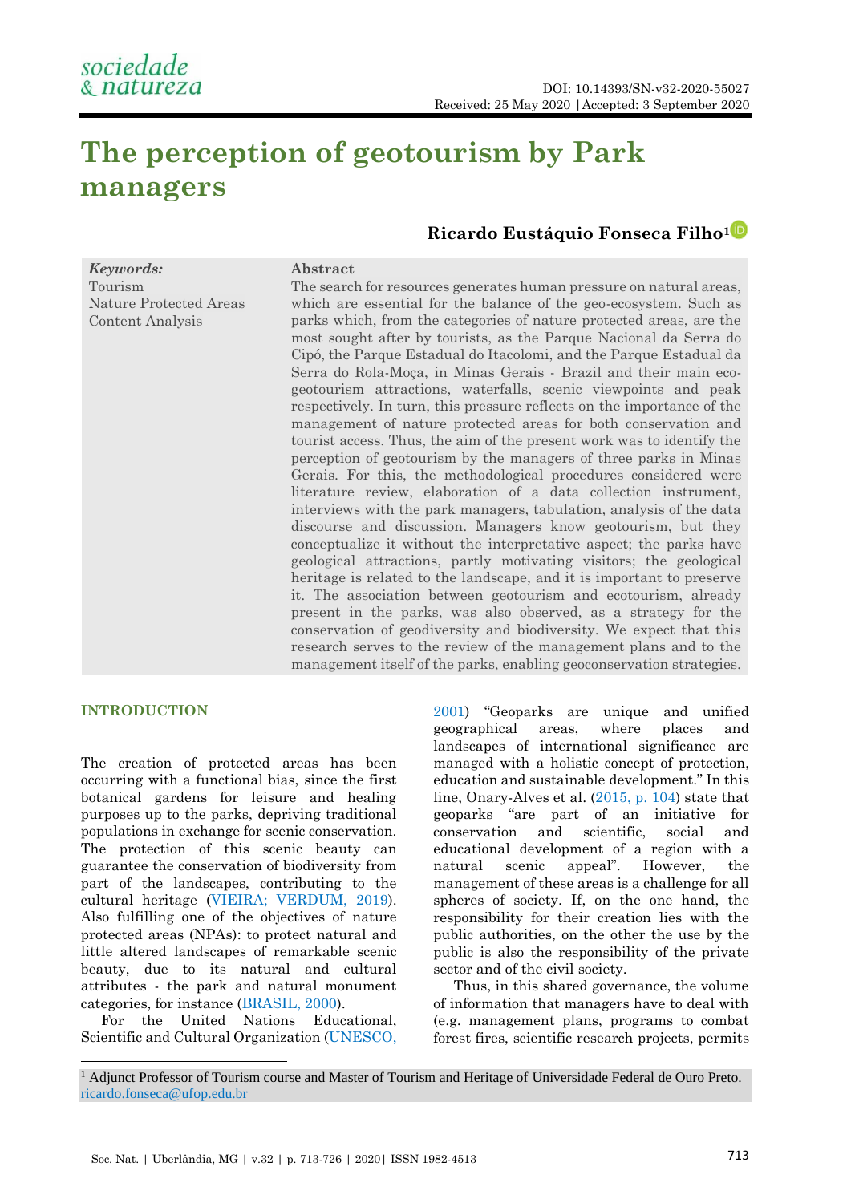DOI: 10.14393/SN-v32-2020-55027
Received: 25 May 2020 | Accepted: 3 September 2020

# The perception of geotourism by Park managers

**Ricardo Eustáquio Fonseca Filho**[1]

*Keywords:*
Tourism
Nature Protected Areas
Content Analysis

**Abstract**

The search for resources generates human pressure on natural areas, which are essential for the balance of the geo-ecosystem. Such as parks which, from the categories of nature protected areas, are the most sought after by tourists, as the Parque Nacional da Serra do Cipó, the Parque Estadual do Itacolomi, and the Parque Estadual da Serra do Rola-Moça, in Minas Gerais - Brazil and their main eco-geotourism attractions, waterfalls, scenic viewpoints and peak respectively. In turn, this pressure reflects on the importance of the management of nature protected areas for both conservation and tourist access. Thus, the aim of the present work was to identify the perception of geotourism by the managers of three parks in Minas Gerais. For this, the methodological procedures considered were literature review, elaboration of a data collection instrument, interviews with the park managers, tabulation, analysis of the data discourse and discussion. Managers know geotourism, but they conceptualize it without the interpretative aspect; the parks have geological attractions, partly motivating visitors; the geological heritage is related to the landscape, and it is important to preserve it. The association between geotourism and ecotourism, already present in the parks, was also observed, as a strategy for the conservation of geodiversity and biodiversity. We expect that this research serves to the review of the management plans and to the management itself of the parks, enabling geoconservation strategies.

## INTRODUCTION

The creation of protected areas has been occurring with a functional bias, since the first botanical gardens for leisure and healing purposes up to the parks, depriving traditional populations in exchange for scenic conservation. The protection of this scenic beauty can guarantee the conservation of biodiversity from part of the landscapes, contributing to the cultural heritage (VIEIRA; VERDUM, 2019). Also fulfilling one of the objectives of nature protected areas (NPAs): to protect natural and little altered landscapes of remarkable scenic beauty, due to its natural and cultural attributes - the park and natural monument categories, for instance (BRASIL, 2000).

For the United Nations Educational, Scientific and Cultural Organization (UNESCO, 2001) "Geoparks are unique and unified geographical areas, where places and landscapes of international significance are managed with a holistic concept of protection, education and sustainable development." In this line, Onary-Alves et al. (2015, p. 104) state that geoparks "are part of an initiative for conservation and scientific, social and educational development of a region with a natural scenic appeal". However, the management of these areas is a challenge for all spheres of society. If, on the one hand, the responsibility for their creation lies with the public authorities, on the other the use by the public is also the responsibility of the private sector and of the civil society.

Thus, in this shared governance, the volume of information that managers have to deal with (e.g. management plans, programs to combat forest fires, scientific research projects, permits

[1] Adjunct Professor of Tourism course and Master of Tourism and Heritage of Universidade Federal de Ouro Preto. ricardo.fonseca@ufop.edu.br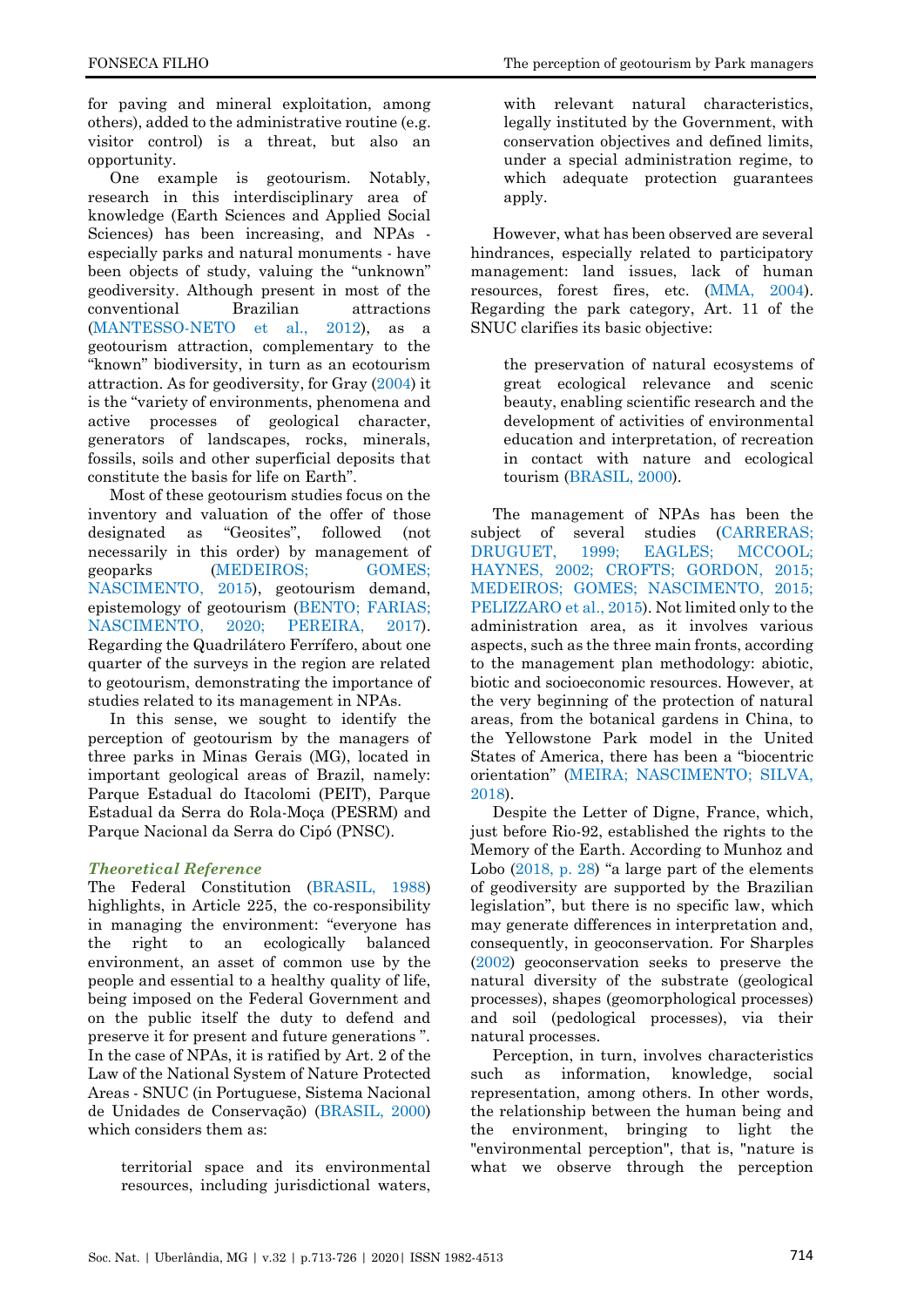for paving and mineral exploitation, among others), added to the administrative routine (e.g. visitor control) is a threat, but also an opportunity.

One example is geotourism. Notably, research in this interdisciplinary area of knowledge (Earth Sciences and Applied Social Sciences) has been increasing, and NPAs - especially parks and natural monuments - have been objects of study, valuing the "unknown" geodiversity. Although present in most of the conventional Brazilian attractions (MANTESSO-NETO et al., 2012), as a geotourism attraction, complementary to the "known" biodiversity, in turn as an ecotourism attraction. As for geodiversity, for Gray (2004) it is the "variety of environments, phenomena and active processes of geological character, generators of landscapes, rocks, minerals, fossils, soils and other superficial deposits that constitute the basis for life on Earth".

Most of these geotourism studies focus on the inventory and valuation of the offer of those designated as "Geosites", followed (not necessarily in this order) by management of geoparks (MEDEIROS; GOMES; NASCIMENTO, 2015), geotourism demand, epistemology of geotourism (BENTO; FARIAS; NASCIMENTO, 2020; PEREIRA, 2017). Regarding the Quadrilátero Ferrífero, about one quarter of the surveys in the region are related to geotourism, demonstrating the importance of studies related to its management in NPAs.

In this sense, we sought to identify the perception of geotourism by the managers of three parks in Minas Gerais (MG), located in important geological areas of Brazil, namely: Parque Estadual do Itacolomi (PEIT), Parque Estadual da Serra do Rola-Moça (PESRM) and Parque Nacional da Serra do Cipó (PNSC).

## *Theoretical Reference*

The Federal Constitution (BRASIL, 1988) highlights, in Article 225, the co-responsibility in managing the environment: "everyone has the right to an ecologically balanced environment, an asset of common use by the people and essential to a healthy quality of life, being imposed on the Federal Government and on the public itself the duty to defend and preserve it for present and future generations ". In the case of NPAs, it is ratified by Art. 2 of the Law of the National System of Nature Protected Areas - SNUC (in Portuguese, Sistema Nacional de Unidades de Conservação) (BRASIL, 2000) which considers them as:

> territorial space and its environmental resources, including jurisdictional waters, with relevant natural characteristics, legally instituted by the Government, with conservation objectives and defined limits, under a special administration regime, to which adequate protection guarantees apply.

However, what has been observed are several hindrances, especially related to participatory management: land issues, lack of human resources, forest fires, etc. (MMA, 2004). Regarding the park category, Art. 11 of the SNUC clarifies its basic objective:

> the preservation of natural ecosystems of great ecological relevance and scenic beauty, enabling scientific research and the development of activities of environmental education and interpretation, of recreation in contact with nature and ecological tourism (BRASIL, 2000).

The management of NPAs has been the subject of several studies (CARRERAS; DRUGUET, 1999; EAGLES; MCCOOL; HAYNES, 2002; CROFTS; GORDON, 2015; MEDEIROS; GOMES; NASCIMENTO, 2015; PELIZZARO et al., 2015). Not limited only to the administration area, as it involves various aspects, such as the three main fronts, according to the management plan methodology: abiotic, biotic and socioeconomic resources. However, at the very beginning of the protection of natural areas, from the botanical gardens in China, to the Yellowstone Park model in the United States of America, there has been a "biocentric orientation" (MEIRA; NASCIMENTO; SILVA, 2018).

Despite the Letter of Digne, France, which, just before Rio-92, established the rights to the Memory of the Earth. According to Munhoz and Lobo (2018, p. 28) "a large part of the elements of geodiversity are supported by the Brazilian legislation", but there is no specific law, which may generate differences in interpretation and, consequently, in geoconservation. For Sharples (2002) geoconservation seeks to preserve the natural diversity of the substrate (geological processes), shapes (geomorphological processes) and soil (pedological processes), via their natural processes.

Perception, in turn, involves characteristics such as information, knowledge, social representation, among others. In other words, the relationship between the human being and the environment, bringing to light the "environmental perception", that is, "nature is what we observe through the perception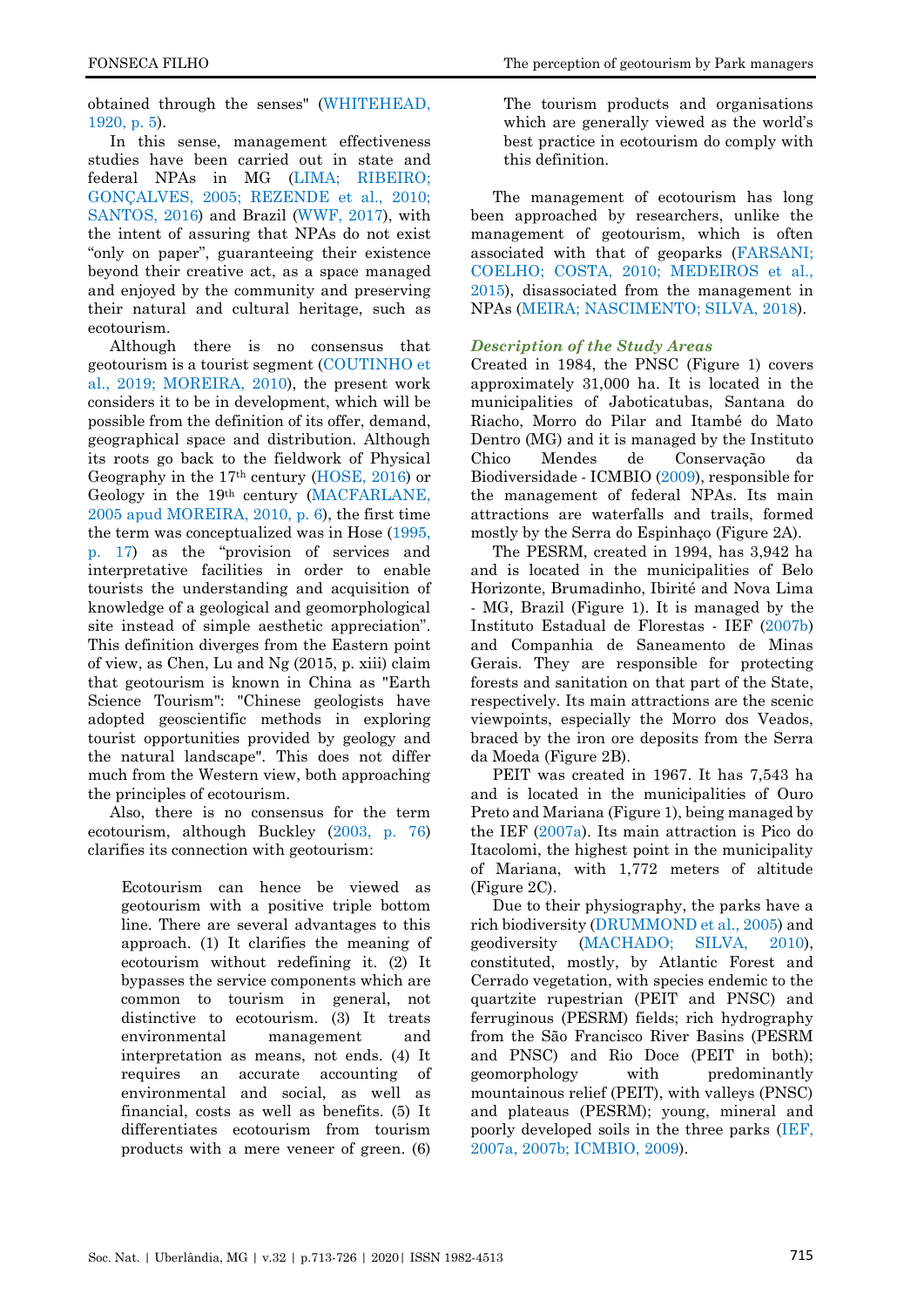obtained through the senses" (WHITEHEAD, 1920, p. 5).

In this sense, management effectiveness studies have been carried out in state and federal NPAs in MG (LIMA; RIBEIRO; GONÇALVES, 2005; REZENDE et al., 2010; SANTOS, 2016) and Brazil (WWF, 2017), with the intent of assuring that NPAs do not exist "only on paper", guaranteeing their existence beyond their creative act, as a space managed and enjoyed by the community and preserving their natural and cultural heritage, such as ecotourism.

Although there is no consensus that geotourism is a tourist segment (COUTINHO et al., 2019; MOREIRA, 2010), the present work considers it to be in development, which will be possible from the definition of its offer, demand, geographical space and distribution. Although its roots go back to the fieldwork of Physical Geography in the 17th century (HOSE, 2016) or Geology in the 19th century (MACFARLANE, 2005 apud MOREIRA, 2010, p. 6), the first time the term was conceptualized was in Hose (1995, p. 17) as the "provision of services and interpretative facilities in order to enable tourists the understanding and acquisition of knowledge of a geological and geomorphological site instead of simple aesthetic appreciation". This definition diverges from the Eastern point of view, as Chen, Lu and Ng (2015, p. xiii) claim that geotourism is known in China as "Earth Science Tourism": "Chinese geologists have adopted geoscientific methods in exploring tourist opportunities provided by geology and the natural landscape". This does not differ much from the Western view, both approaching the principles of ecotourism.

Also, there is no consensus for the term ecotourism, although Buckley (2003, p. 76) clarifies its connection with geotourism:

> Ecotourism can hence be viewed as geotourism with a positive triple bottom line. There are several advantages to this approach. (1) It clarifies the meaning of ecotourism without redefining it. (2) It bypasses the service components which are common to tourism in general, not distinctive to ecotourism. (3) It treats environmental management and interpretation as means, not ends. (4) It requires an accurate accounting of environmental and social, as well as financial, costs as well as benefits. (5) It differentiates ecotourism from tourism products with a mere veneer of green. (6) The tourism products and organisations which are generally viewed as the world's best practice in ecotourism do comply with this definition.

The management of ecotourism has long been approached by researchers, unlike the management of geotourism, which is often associated with that of geoparks (FARSANI; COELHO; COSTA, 2010; MEDEIROS et al., 2015), disassociated from the management in NPAs (MEIRA; NASCIMENTO; SILVA, 2018).

### *Description of the Study Areas*

Created in 1984, the PNSC (Figure 1) covers approximately 31,000 ha. It is located in the municipalities of Jaboticatubas, Santana do Riacho, Morro do Pilar and Itambé do Mato Dentro (MG) and it is managed by the Instituto Chico Mendes de Conservação da Biodiversidade - ICMBIO (2009), responsible for the management of federal NPAs. Its main attractions are waterfalls and trails, formed mostly by the Serra do Espinhaço (Figure 2A).

The PESRM, created in 1994, has 3,942 ha and is located in the municipalities of Belo Horizonte, Brumadinho, Ibirité and Nova Lima - MG, Brazil (Figure 1). It is managed by the Instituto Estadual de Florestas - IEF (2007b) and Companhia de Saneamento de Minas Gerais. They are responsible for protecting forests and sanitation on that part of the State, respectively. Its main attractions are the scenic viewpoints, especially the Morro dos Veados, braced by the iron ore deposits from the Serra da Moeda (Figure 2B).

PEIT was created in 1967. It has 7,543 ha and is located in the municipalities of Ouro Preto and Mariana (Figure 1), being managed by the IEF (2007a). Its main attraction is Pico do Itacolomi, the highest point in the municipality of Mariana, with 1,772 meters of altitude (Figure 2C).

Due to their physiography, the parks have a rich biodiversity (DRUMMOND et al., 2005) and geodiversity (MACHADO; SILVA, 2010), constituted, mostly, by Atlantic Forest and Cerrado vegetation, with species endemic to the quartzite rupestrian (PEIT and PNSC) and ferruginous (PESRM) fields; rich hydrography from the São Francisco River Basins (PESRM and PNSC) and Rio Doce (PEIT in both); geomorphology with predominantly mountainous relief (PEIT), with valleys (PNSC) and plateaus (PESRM); young, mineral and poorly developed soils in the three parks (IEF, 2007a, 2007b; ICMBIO, 2009).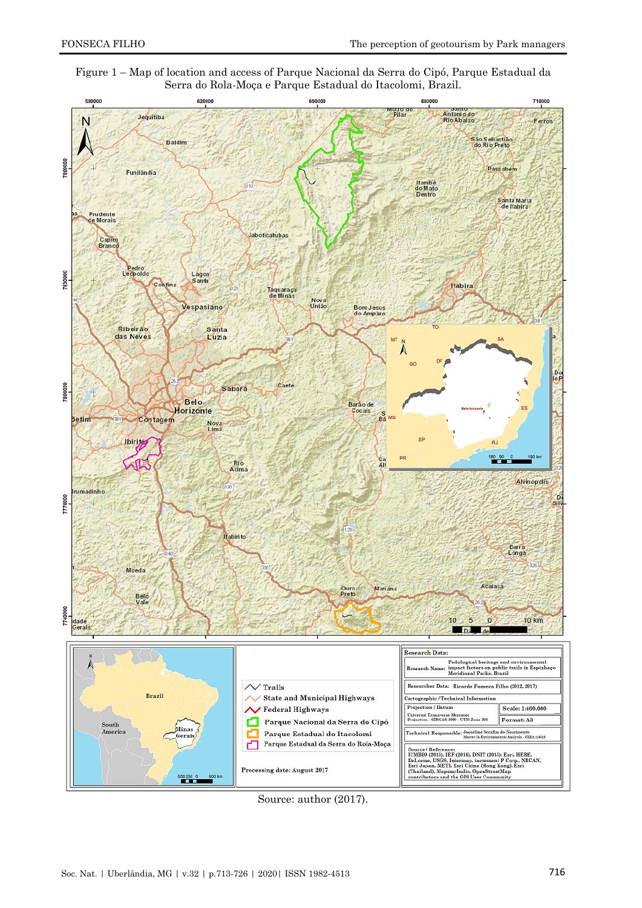Figure 1 – Map of location and access of Parque Nacional da Serra do Cipó, Parque Estadual da Serra do Rola-Moça e Parque Estadual do Itacolomi, Brazil.

Source: author (2017).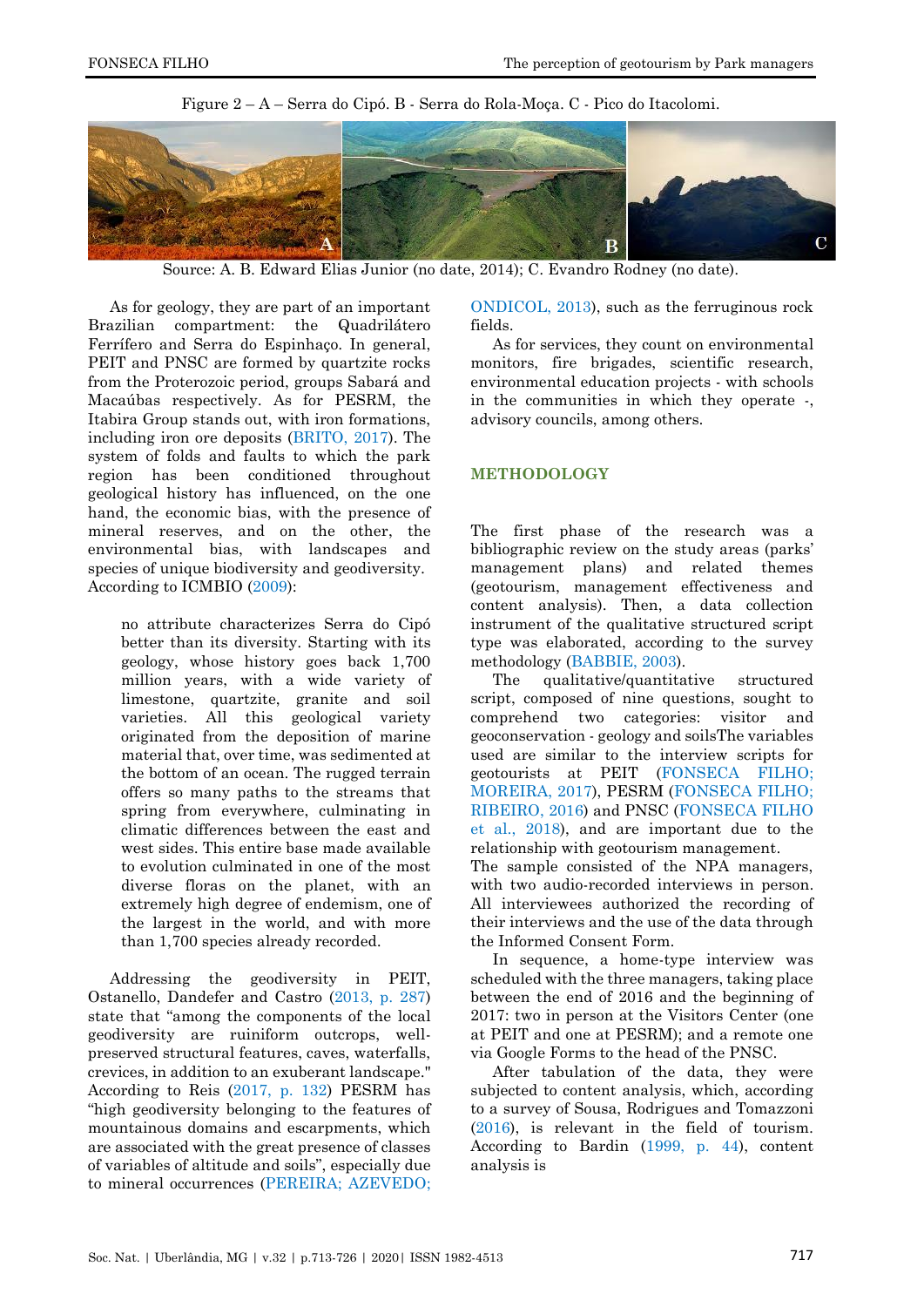Figure 2 – A – Serra do Cipó. B - Serra do Rola-Moça. C - Pico do Itacolomi.

Source: A. B. Edward Elias Junior (no date, 2014); C. Evandro Rodney (no date).

As for geology, they are part of an important Brazilian compartment: the Quadrilátero Ferrífero and Serra do Espinhaço. In general, PEIT and PNSC are formed by quartzite rocks from the Proterozoic period, groups Sabará and Macaúbas respectively. As for PESRM, the Itabira Group stands out, with iron formations, including iron ore deposits (BRITO, 2017). The system of folds and faults to which the park region has been conditioned throughout geological history has influenced, on the one hand, the economic bias, with the presence of mineral reserves, and on the other, the environmental bias, with landscapes and species of unique biodiversity and geodiversity. According to ICMBIO (2009):

> no attribute characterizes Serra do Cipó better than its diversity. Starting with its geology, whose history goes back 1,700 million years, with a wide variety of limestone, quartzite, granite and soil varieties. All this geological variety originated from the deposition of marine material that, over time, was sedimented at the bottom of an ocean. The rugged terrain offers so many paths to the streams that spring from everywhere, culminating in climatic differences between the east and west sides. This entire base made available to evolution culminated in one of the most diverse floras on the planet, with an extremely high degree of endemism, one of the largest in the world, and with more than 1,700 species already recorded.

Addressing the geodiversity in PEIT, Ostanello, Dandefer and Castro (2013, p. 287) state that "among the components of the local geodiversity are ruiniform outcrops, well-preserved structural features, caves, waterfalls, crevices, in addition to an exuberant landscape." According to Reis (2017, p. 132) PESRM has "high geodiversity belonging to the features of mountainous domains and escarpments, which are associated with the great presence of classes of variables of altitude and soils", especially due to mineral occurrences (PEREIRA; AZEVEDO; ONDICOL, 2013), such as the ferruginous rock fields.

As for services, they count on environmental monitors, fire brigades, scientific research, environmental education projects - with schools in the communities in which they operate -, advisory councils, among others.

## METHODOLOGY

The first phase of the research was a bibliographic review on the study areas (parks' management plans) and related themes (geotourism, management effectiveness and content analysis). Then, a data collection instrument of the qualitative structured script type was elaborated, according to the survey methodology (BABBIE, 2003).

The qualitative/quantitative structured script, composed of nine questions, sought to comprehend two categories: visitor and geoconservation - geology and soilsThe variables used are similar to the interview scripts for geotourists at PEIT (FONSECA FILHO; MOREIRA, 2017), PESRM (FONSECA FILHO; RIBEIRO, 2016) and PNSC (FONSECA FILHO et al., 2018), and are important due to the relationship with geotourism management.
The sample consisted of the NPA managers, with two audio-recorded interviews in person. All interviewees authorized the recording of their interviews and the use of the data through the Informed Consent Form.

In sequence, a home-type interview was scheduled with the three managers, taking place between the end of 2016 and the beginning of 2017: two in person at the Visitors Center (one at PEIT and one at PESRM); and a remote one via Google Forms to the head of the PNSC.

After tabulation of the data, they were subjected to content analysis, which, according to a survey of Sousa, Rodrigues and Tomazzoni (2016), is relevant in the field of tourism. According to Bardin (1999, p. 44), content analysis is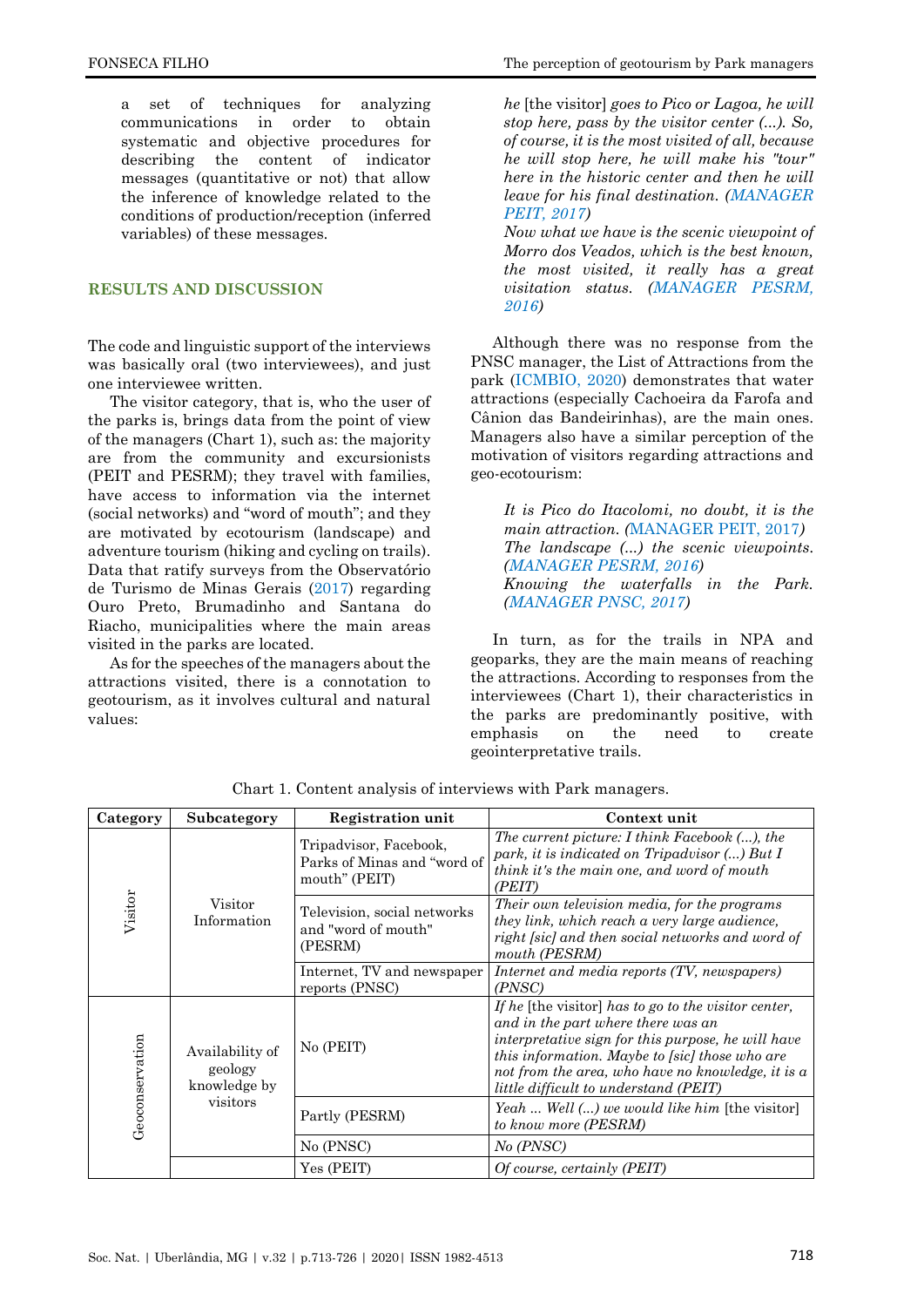> a set of techniques for analyzing communications in order to obtain systematic and objective procedures for describing the content of indicator messages (quantitative or not) that allow the inference of knowledge related to the conditions of production/reception (inferred variables) of these messages.

## RESULTS AND DISCUSSION

The code and linguistic support of the interviews was basically oral (two interviewees), and just one interviewee written.

The visitor category, that is, who the user of the parks is, brings data from the point of view of the managers (Chart 1), such as: the majority are from the community and excursionists (PEIT and PESRM); they travel with families, have access to information via the internet (social networks) and "word of mouth"; and they are motivated by ecotourism (landscape) and adventure tourism (hiking and cycling on trails). Data that ratify surveys from the Observatório de Turismo de Minas Gerais (2017) regarding Ouro Preto, Brumadinho and Santana do Riacho, municipalities where the main areas visited in the parks are located.

As for the speeches of the managers about the attractions visited, there is a connotation to geotourism, as it involves cultural and natural values:

> *he* [the visitor] *goes to Pico or Lagoa, he will stop here, pass by the visitor center (...). So, of course, it is the most visited of all, because he will stop here, he will make his "tour" here in the historic center and then he will leave for his final destination. (MANAGER PEIT, 2017)*
>
> *Now what we have is the scenic viewpoint of Morro dos Veados, which is the best known, the most visited, it really has a great visitation status. (MANAGER PESRM, 2016)*

Although there was no response from the PNSC manager, the List of Attractions from the park (ICMBIO, 2020) demonstrates that water attractions (especially Cachoeira da Farofa and Cânion das Bandeirinhas), are the main ones. Managers also have a similar perception of the motivation of visitors regarding attractions and geo-ecotourism:

> *It is Pico do Itacolomi, no doubt, it is the main attraction. (*MANAGER PEIT, 2017*)*
>
> *The landscape (...) the scenic viewpoints. (MANAGER PESRM, 2016)*
>
> *Knowing the waterfalls in the Park. (MANAGER PNSC, 2017)*

In turn, as for the trails in NPA and geoparks, they are the main means of reaching the attractions. According to responses from the interviewees (Chart 1), their characteristics in the parks are predominantly positive, with emphasis on the need to create geointerpretative trails.

Chart 1. Content analysis of interviews with Park managers.

| Category | Subcategory | Registration unit | Context unit |
|---|---|---|---|
| Visitor | Visitor Information | Tripadvisor, Facebook, Parks of Minas and "word of mouth" (PEIT) | *The current picture: I think Facebook (...), the park, it is indicated on Tripadvisor (...) But I think it's the main one, and word of mouth (PEIT)* |
| | | Television, social networks and "word of mouth" (PESRM) | *Their own television media, for the programs they link, which reach a very large audience, right [sic] and then social networks and word of mouth (PESRM)* |
| | | Internet, TV and newspaper reports (PNSC) | *Internet and media reports (TV, newspapers) (PNSC)* |
| Geoconservation | Availability of geology knowledge by visitors | No (PEIT) | *If he* [the visitor] *has to go to the visitor center, and in the part where there was an interpretative sign for this purpose, he will have this information. Maybe to [sic] those who are not from the area, who have no knowledge, it is a little difficult to understand (PEIT)* |
| | | Partly (PESRM) | *Yeah ... Well (...) we would like him* [the visitor] *to know more (PESRM)* |
| | | No (PNSC) | *No (PNSC)* |
| | | Yes (PEIT) | *Of course, certainly (PEIT)* |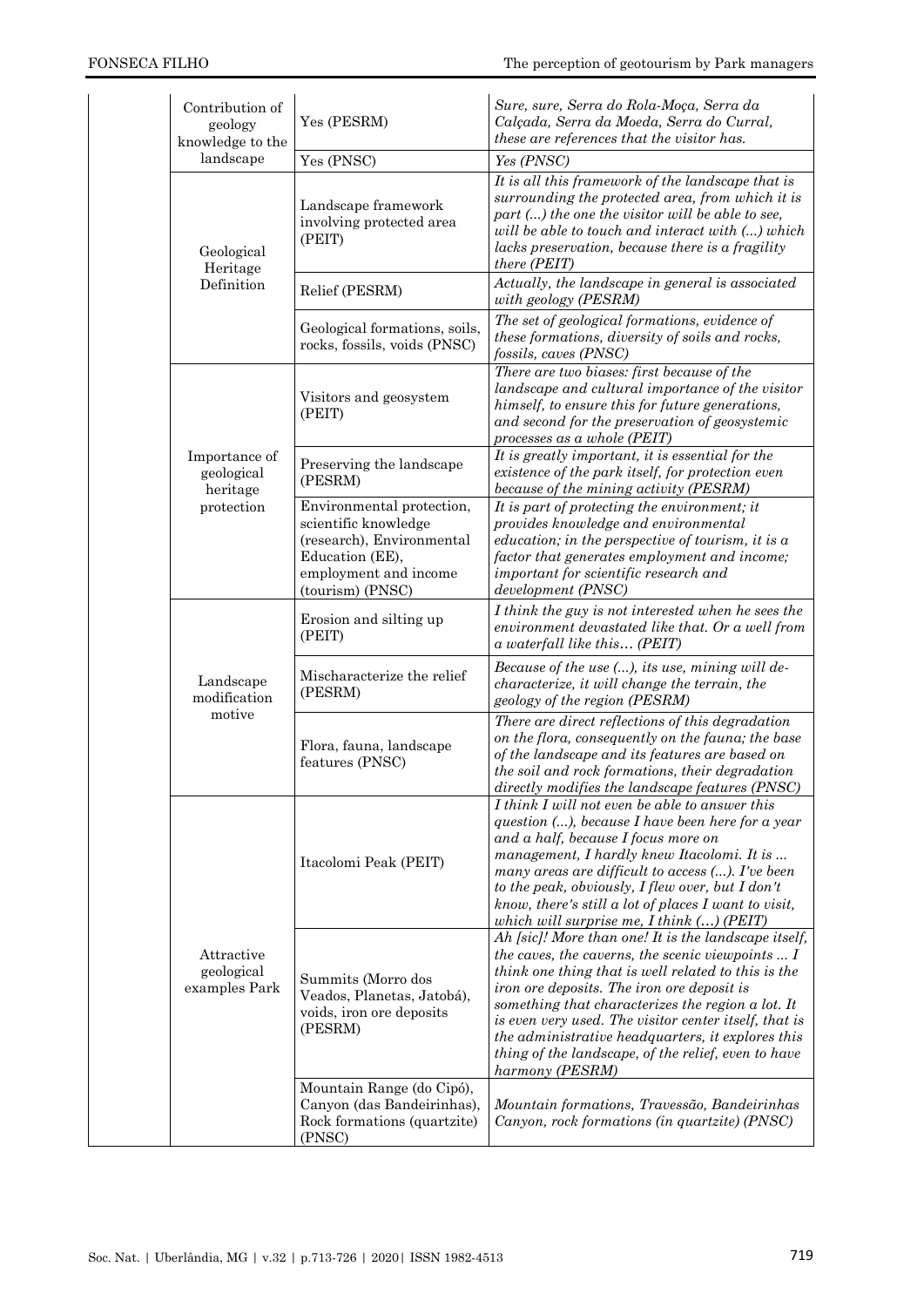| | | | |
|---|---|---|---|
| | Contribution of geology knowledge to the landscape | Yes (PESRM) | *Sure, sure, Serra do Rola-Moça, Serra da Calçada, Serra da Moeda, Serra do Curral, these are references that the visitor has.* |
| | | Yes (PNSC) | *Yes (PNSC)* |
| | Geological Heritage Definition | Landscape framework involving protected area (PEIT) | *It is all this framework of the landscape that is surrounding the protected area, from which it is part (...) the one the visitor will be able to see, will be able to touch and interact with (...) which lacks preservation, because there is a fragility there (PEIT)* |
| | | Relief (PESRM) | *Actually, the landscape in general is associated with geology (PESRM)* |
| | | Geological formations, soils, rocks, fossils, voids (PNSC) | *The set of geological formations, evidence of these formations, diversity of soils and rocks, fossils, caves (PNSC)* |
| | Importance of geological heritage protection | Visitors and geosystem (PEIT) | *There are two biases: first because of the landscape and cultural importance of the visitor himself, to ensure this for future generations, and second for the preservation of geosystemic processes as a whole (PEIT)* |
| | | Preserving the landscape (PESRM) | *It is greatly important, it is essential for the existence of the park itself, for protection even because of the mining activity (PESRM)* |
| | | Environmental protection, scientific knowledge (research), Environmental Education (EE), employment and income (tourism) (PNSC) | *It is part of protecting the environment; it provides knowledge and environmental education; in the perspective of tourism, it is a factor that generates employment and income; important for scientific research and development (PNSC)* |
| | Landscape modification motive | Erosion and silting up (PEIT) | *I think the guy is not interested when he sees the environment devastated like that. Or a well from a waterfall like this… (PEIT)* |
| | | Mischaracterize the relief (PESRM) | *Because of the use (...), its use, mining will de-characterize, it will change the terrain, the geology of the region (PESRM)* |
| | | Flora, fauna, landscape features (PNSC) | *There are direct reflections of this degradation on the flora, consequently on the fauna; the base of the landscape and its features are based on the soil and rock formations, their degradation directly modifies the landscape features (PNSC)* |
| | Attractive geological examples Park | Itacolomi Peak (PEIT) | *I think I will not even be able to answer this question (...), because I have been here for a year and a half, because I focus more on management, I hardly knew Itacolomi. It is ... many areas are difficult to access (...). I've been to the peak, obviously, I flew over, but I don't know, there's still a lot of places I want to visit, which will surprise me, I think (…) (PEIT)* |
| | | Summits (Morro dos Veados, Planetas, Jatobá), voids, iron ore deposits (PESRM) | *Ah [sic]! More than one! It is the landscape itself, the caves, the caverns, the scenic viewpoints ... I think one thing that is well related to this is the iron ore deposits. The iron ore deposit is something that characterizes the region a lot. It is even very used. The visitor center itself, that is the administrative headquarters, it explores this thing of the landscape, of the relief, even to have harmony (PESRM)* |
| | | Mountain Range (do Cipó), Canyon (das Bandeirinhas), Rock formations (quartzite) (PNSC) | *Mountain formations, Travessão, Bandeirinhas Canyon, rock formations (in quartzite) (PNSC)* |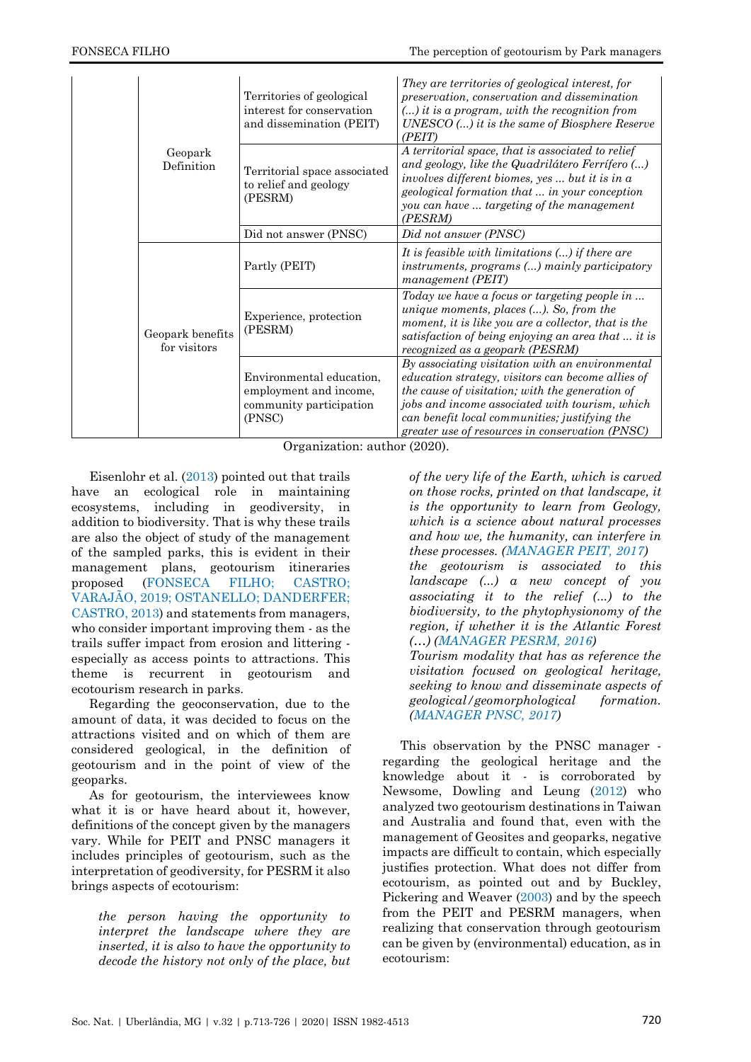| | | | |
|---|---|---|---|
| | Geopark Definition | Territories of geological interest for conservation and dissemination (PEIT) | *They are territories of geological interest, for preservation, conservation and dissemination (...) it is a program, with the recognition from UNESCO (...) it is the same of Biosphere Reserve (PEIT)* |
| | | Territorial space associated to relief and geology (PESRM) | *A territorial space, that is associated to relief and geology, like the Quadrilátero Ferrífero (...) involves different biomes, yes ... but it is in a geological formation that ... in your conception you can have ... targeting of the management (PESRM)* |
| | | Did not answer (PNSC) | *Did not answer (PNSC)* |
| | Geopark benefits for visitors | Partly (PEIT) | *It is feasible with limitations (...) if there are instruments, programs (...) mainly participatory management (PEIT)* |
| | | Experience, protection (PESRM) | *Today we have a focus or targeting people in ... unique moments, places (...). So, from the moment, it is like you are a collector, that is the satisfaction of being enjoying an area that ... it is recognized as a geopark (PESRM)* |
| | | Environmental education, employment and income, community participation (PNSC) | *By associating visitation with an environmental education strategy, visitors can become allies of the cause of visitation; with the generation of jobs and income associated with tourism, which can benefit local communities; justifying the greater use of resources in conservation (PNSC)* |

Organization: author (2020).

Eisenlohr et al. (2013) pointed out that trails have an ecological role in maintaining ecosystems, including in geodiversity, in addition to biodiversity. That is why these trails are also the object of study of the management of the sampled parks, this is evident in their management plans, geotourism itineraries proposed (FONSECA FILHO; CASTRO; VARAJÃO, 2019; OSTANELLO; DANDERFER; CASTRO, 2013) and statements from managers, who consider important improving them - as the trails suffer impact from erosion and littering - especially as access points to attractions. This theme is recurrent in geotourism and ecotourism research in parks.

Regarding the geoconservation, due to the amount of data, it was decided to focus on the attractions visited and on which of them are considered geological, in the definition of geotourism and in the point of view of the geoparks.

As for geotourism, the interviewees know what it is or have heard about it, however, definitions of the concept given by the managers vary. While for PEIT and PNSC managers it includes principles of geotourism, such as the interpretation of geodiversity, for PESRM it also brings aspects of ecotourism:

> *the person having the opportunity to interpret the landscape where they are inserted, it is also to have the opportunity to decode the history not only of the place, but of the very life of the Earth, which is carved on those rocks, printed on that landscape, it is the opportunity to learn from Geology, which is a science about natural processes and how we, the humanity, can interfere in these processes. (MANAGER PEIT, 2017)*
>
> *the geotourism is associated to this landscape (...) a new concept of you associating it to the relief (...) to the biodiversity, to the phytophysionomy of the region, if whether it is the Atlantic Forest (...) (MANAGER PESRM, 2016)*
>
> *Tourism modality that has as reference the visitation focused on geological heritage, seeking to know and disseminate aspects of geological/geomorphological formation. (MANAGER PNSC, 2017)*

This observation by the PNSC manager - regarding the geological heritage and the knowledge about it - is corroborated by Newsome, Dowling and Leung (2012) who analyzed two geotourism destinations in Taiwan and Australia and found that, even with the management of Geosites and geoparks, negative impacts are difficult to contain, which especially justifies protection. What does not differ from ecotourism, as pointed out and by Buckley, Pickering and Weaver (2003) and by the speech from the PEIT and PESRM managers, when realizing that conservation through geotourism can be given by (environmental) education, as in ecotourism: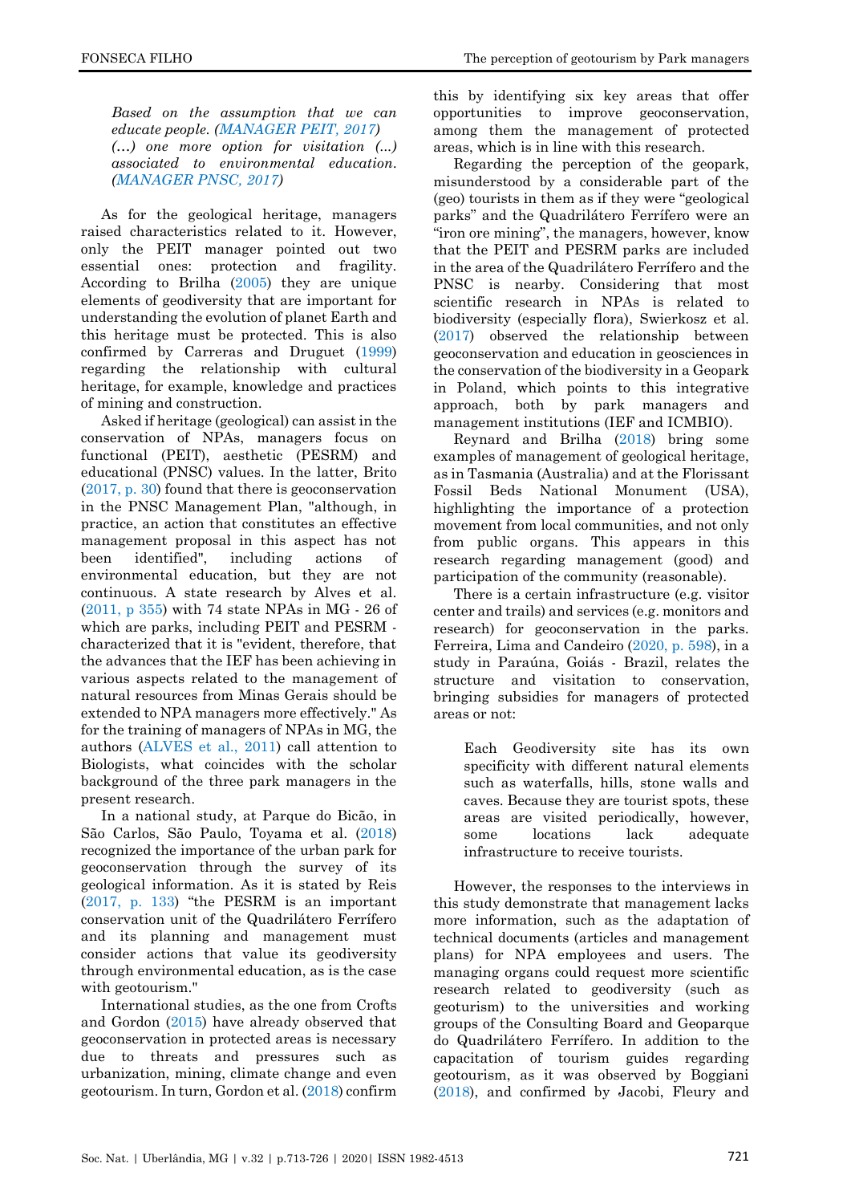*Based on the assumption that we can educate people. (MANAGER PEIT, 2017)*
*(…) one more option for visitation (...) associated to environmental education. (MANAGER PNSC, 2017)*

As for the geological heritage, managers raised characteristics related to it. However, only the PEIT manager pointed out two essential ones: protection and fragility. According to Brilha (2005) they are unique elements of geodiversity that are important for understanding the evolution of planet Earth and this heritage must be protected. This is also confirmed by Carreras and Druguet (1999) regarding the relationship with cultural heritage, for example, knowledge and practices of mining and construction.

Asked if heritage (geological) can assist in the conservation of NPAs, managers focus on functional (PEIT), aesthetic (PESRM) and educational (PNSC) values. In the latter, Brito (2017, p. 30) found that there is geoconservation in the PNSC Management Plan, "although, in practice, an action that constitutes an effective management proposal in this aspect has not been identified", including actions of environmental education, but they are not continuous. A state research by Alves et al. (2011, p 355) with 74 state NPAs in MG - 26 of which are parks, including PEIT and PESRM - characterized that it is "evident, therefore, that the advances that the IEF has been achieving in various aspects related to the management of natural resources from Minas Gerais should be extended to NPA managers more effectively." As for the training of managers of NPAs in MG, the authors (ALVES et al., 2011) call attention to Biologists, what coincides with the scholar background of the three park managers in the present research.

In a national study, at Parque do Bicão, in São Carlos, São Paulo, Toyama et al. (2018) recognized the importance of the urban park for geoconservation through the survey of its geological information. As it is stated by Reis (2017, p. 133) "the PESRM is an important conservation unit of the Quadrilátero Ferrífero and its planning and management must consider actions that value its geodiversity through environmental education, as is the case with geotourism."

International studies, as the one from Crofts and Gordon (2015) have already observed that geoconservation in protected areas is necessary due to threats and pressures such as urbanization, mining, climate change and even geotourism. In turn, Gordon et al. (2018) confirm this by identifying six key areas that offer opportunities to improve geoconservation, among them the management of protected areas, which is in line with this research.

Regarding the perception of the geopark, misunderstood by a considerable part of the (geo) tourists in them as if they were "geological parks" and the Quadrilátero Ferrífero were an "iron ore mining", the managers, however, know that the PEIT and PESRM parks are included in the area of the Quadrilátero Ferrífero and the PNSC is nearby. Considering that most scientific research in NPAs is related to biodiversity (especially flora), Swierkosz et al. (2017) observed the relationship between geoconservation and education in geosciences in the conservation of the biodiversity in a Geopark in Poland, which points to this integrative approach, both by park managers and management institutions (IEF and ICMBIO).

Reynard and Brilha (2018) bring some examples of management of geological heritage, as in Tasmania (Australia) and at the Florissant Fossil Beds National Monument (USA), highlighting the importance of a protection movement from local communities, and not only from public organs. This appears in this research regarding management (good) and participation of the community (reasonable).

There is a certain infrastructure (e.g. visitor center and trails) and services (e.g. monitors and research) for geoconservation in the parks. Ferreira, Lima and Candeiro (2020, p. 598), in a study in Paraúna, Goiás - Brazil, relates the structure and visitation to conservation, bringing subsidies for managers of protected areas or not:

> Each Geodiversity site has its own specificity with different natural elements such as waterfalls, hills, stone walls and caves. Because they are tourist spots, these areas are visited periodically, however, some locations lack adequate infrastructure to receive tourists.

However, the responses to the interviews in this study demonstrate that management lacks more information, such as the adaptation of technical documents (articles and management plans) for NPA employees and users. The managing organs could request more scientific research related to geodiversity (such as geoturism) to the universities and working groups of the Consulting Board and Geoparque do Quadrilátero Ferrífero. In addition to the capacitation of tourism guides regarding geotourism, as it was observed by Boggiani (2018), and confirmed by Jacobi, Fleury and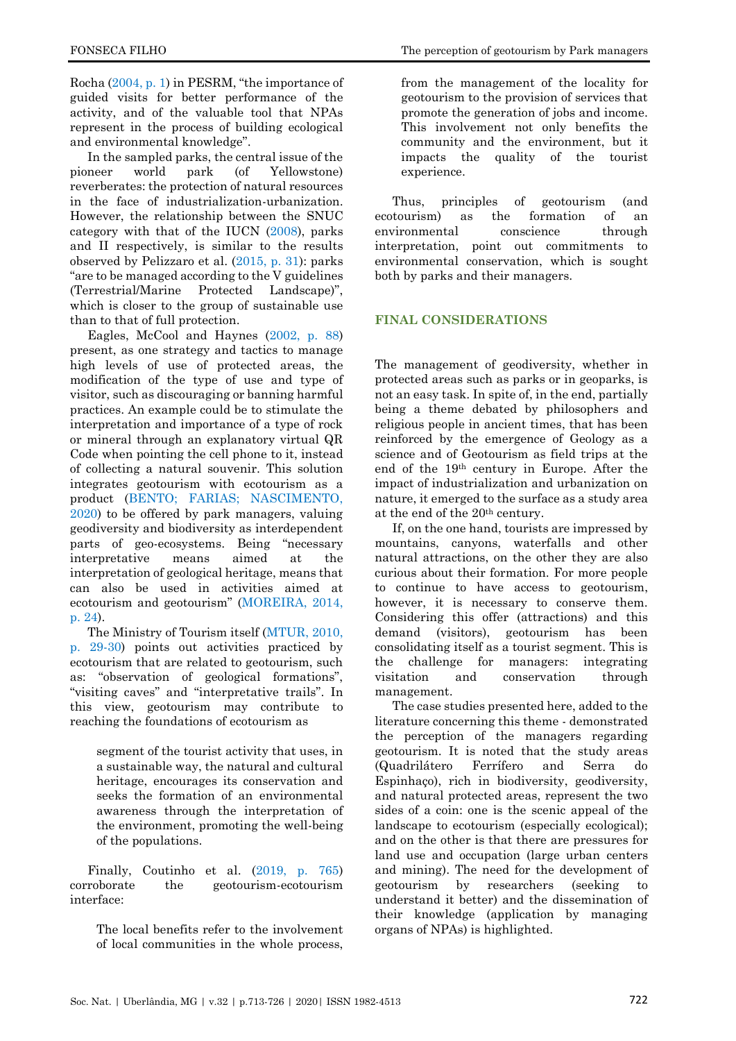Rocha (2004, p. 1) in PESRM, "the importance of guided visits for better performance of the activity, and of the valuable tool that NPAs represent in the process of building ecological and environmental knowledge".

In the sampled parks, the central issue of the pioneer world park (of Yellowstone) reverberates: the protection of natural resources in the face of industrialization-urbanization. However, the relationship between the SNUC category with that of the IUCN (2008), parks and II respectively, is similar to the results observed by Pelizzaro et al. (2015, p. 31): parks "are to be managed according to the V guidelines (Terrestrial/Marine Protected Landscape)", which is closer to the group of sustainable use than to that of full protection.

Eagles, McCool and Haynes (2002, p. 88) present, as one strategy and tactics to manage high levels of use of protected areas, the modification of the type of use and type of visitor, such as discouraging or banning harmful practices. An example could be to stimulate the interpretation and importance of a type of rock or mineral through an explanatory virtual QR Code when pointing the cell phone to it, instead of collecting a natural souvenir. This solution integrates geotourism with ecotourism as a product (BENTO; FARIAS; NASCIMENTO, 2020) to be offered by park managers, valuing geodiversity and biodiversity as interdependent parts of geo-ecosystems. Being "necessary interpretative means aimed at the interpretation of geological heritage, means that can also be used in activities aimed at ecotourism and geotourism" (MOREIRA, 2014, p. 24).

The Ministry of Tourism itself (MTUR, 2010, p. 29-30) points out activities practiced by ecotourism that are related to geotourism, such as: "observation of geological formations", "visiting caves" and "interpretative trails". In this view, geotourism may contribute to reaching the foundations of ecotourism as

> segment of the tourist activity that uses, in a sustainable way, the natural and cultural heritage, encourages its conservation and seeks the formation of an environmental awareness through the interpretation of the environment, promoting the well-being of the populations.

Finally, Coutinho et al. (2019, p. 765) corroborate the geotourism-ecotourism interface:

> The local benefits refer to the involvement of local communities in the whole process, from the management of the locality for geotourism to the provision of services that promote the generation of jobs and income. This involvement not only benefits the community and the environment, but it impacts the quality of the tourist experience.

Thus, principles of geotourism (and ecotourism) as the formation of an environmental conscience through interpretation, point out commitments to environmental conservation, which is sought both by parks and their managers.

## FINAL CONSIDERATIONS

The management of geodiversity, whether in protected areas such as parks or in geoparks, is not an easy task. In spite of, in the end, partially being a theme debated by philosophers and religious people in ancient times, that has been reinforced by the emergence of Geology as a science and of Geotourism as field trips at the end of the 19th century in Europe. After the impact of industrialization and urbanization on nature, it emerged to the surface as a study area at the end of the 20th century.

If, on the one hand, tourists are impressed by mountains, canyons, waterfalls and other natural attractions, on the other they are also curious about their formation. For more people to continue to have access to geotourism, however, it is necessary to conserve them. Considering this offer (attractions) and this demand (visitors), geotourism has been consolidating itself as a tourist segment. This is the challenge for managers: integrating visitation and conservation through management.

The case studies presented here, added to the literature concerning this theme - demonstrated the perception of the managers regarding geotourism. It is noted that the study areas (Quadrilátero Ferrífero and Serra do Espinhaço), rich in biodiversity, geodiversity, and natural protected areas, represent the two sides of a coin: one is the scenic appeal of the landscape to ecotourism (especially ecological); and on the other is that there are pressures for land use and occupation (large urban centers and mining). The need for the development of geotourism by researchers (seeking to understand it better) and the dissemination of their knowledge (application by managing organs of NPAs) is highlighted.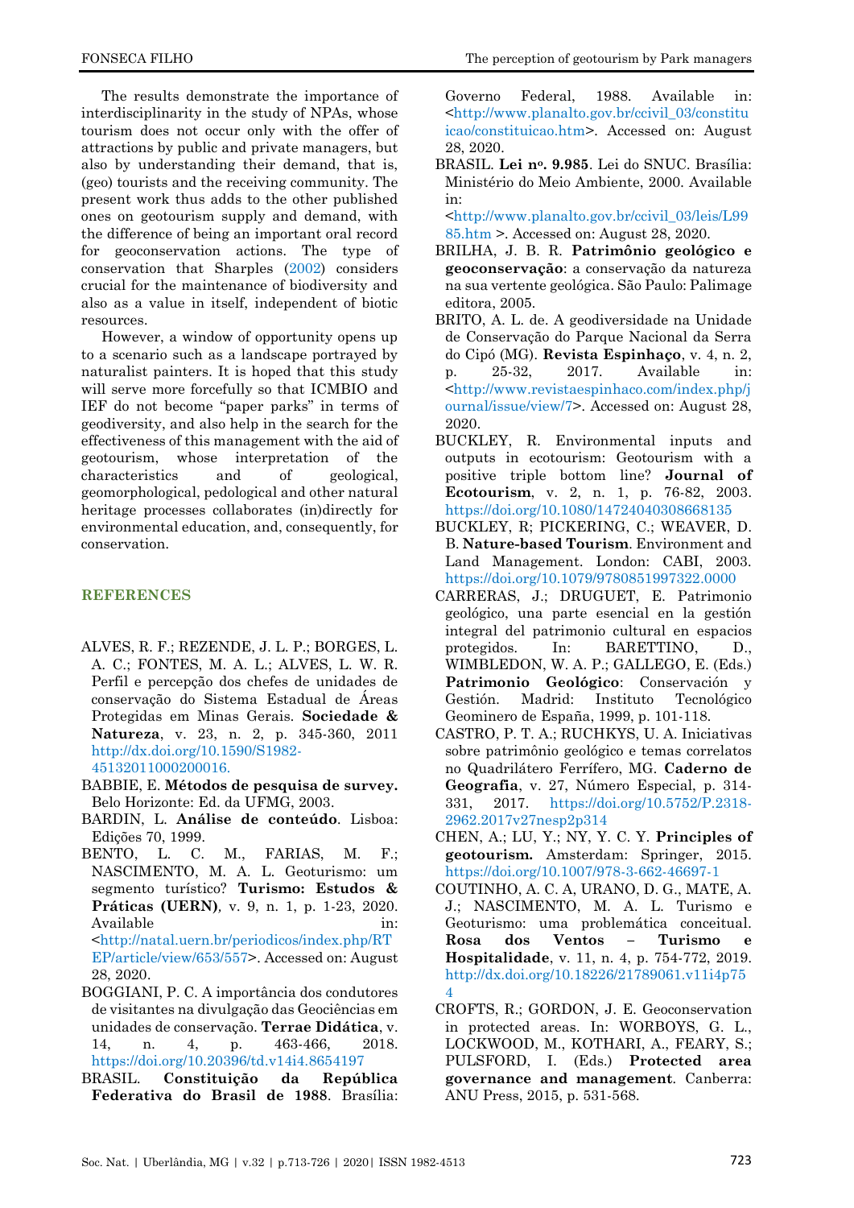The results demonstrate the importance of interdisciplinarity in the study of NPAs, whose tourism does not occur only with the offer of attractions by public and private managers, but also by understanding their demand, that is, (geo) tourists and the receiving community. The present work thus adds to the other published ones on geotourism supply and demand, with the difference of being an important oral record for geoconservation actions. The type of conservation that Sharples (2002) considers crucial for the maintenance of biodiversity and also as a value in itself, independent of biotic resources.

However, a window of opportunity opens up to a scenario such as a landscape portrayed by naturalist painters. It is hoped that this study will serve more forcefully so that ICMBIO and IEF do not become "paper parks" in terms of geodiversity, and also help in the search for the effectiveness of this management with the aid of geotourism, whose interpretation of the characteristics and of geological, geomorphological, pedological and other natural heritage processes collaborates (in)directly for environmental education, and, consequently, for conservation.

## REFERENCES

ALVES, R. F.; REZENDE, J. L. P.; BORGES, L. A. C.; FONTES, M. A. L.; ALVES, L. W. R. Perfil e percepção dos chefes de unidades de conservação do Sistema Estadual de Áreas Protegidas em Minas Gerais. **Sociedade & Natureza**, v. 23, n. 2, p. 345-360, 2011 http://dx.doi.org/10.1590/S1982-45132011000200016.

BABBIE, E. **Métodos de pesquisa de survey.** Belo Horizonte: Ed. da UFMG, 2003.

BARDIN, L. **Análise de conteúdo**. Lisboa: Edições 70, 1999.

BENTO, L. C. M., FARIAS, M. F.; NASCIMENTO, M. A. L. Geoturismo: um segmento turístico? **Turismo: Estudos & Práticas (UERN)**, v. 9, n. 1, p. 1-23, 2020. Available in: <http://natal.uern.br/periodicos/index.php/RTEP/article/view/653/557>. Accessed on: August 28, 2020.

BOGGIANI, P. C. A importância dos condutores de visitantes na divulgação das Geociências em unidades de conservação. **Terrae Didática**, v. 14, n. 4, p. 463-466, 2018. https://doi.org/10.20396/td.v14i4.8654197

BRASIL. **Constituição da República Federativa do Brasil de 1988**. Brasília: Governo Federal, 1988. Available in: <http://www.planalto.gov.br/ccivil_03/constituicao/constituicao.htm>. Accessed on: August 28, 2020.

BRASIL. **Lei nº. 9.985**. Lei do SNUC. Brasília: Ministério do Meio Ambiente, 2000. Available in: <http://www.planalto.gov.br/ccivil_03/leis/L9985.htm >. Accessed on: August 28, 2020.

BRILHA, J. B. R. **Património geológico e geoconservação**: a conservação da natureza na sua vertente geológica. São Paulo: Palimage editora, 2005.

BRITO, A. L. de. A geodiversidade na Unidade de Conservação do Parque Nacional da Serra do Cipó (MG). **Revista Espinhaço**, v. 4, n. 2, p. 25-32, 2017. Available in: <http://www.revistaespinhaco.com/index.php/journal/issue/view/7>. Accessed on: August 28, 2020.

BUCKLEY, R. Environmental inputs and outputs in ecotourism: Geotourism with a positive triple bottom line? **Journal of Ecotourism**, v. 2, n. 1, p. 76-82, 2003. https://doi.org/10.1080/14724040308668135

BUCKLEY, R; PICKERING, C.; WEAVER, D. B. **Nature-based Tourism**. Environment and Land Management. London: CABI, 2003. https://doi.org/10.1079/9780851997322.0000

CARRERAS, J.; DRUGUET, E. Patrimonio geológico, una parte esencial en la gestión integral del patrimonio cultural en espacios protegidos. In: BARETTINO, D., WIMBLEDON, W. A. P.; GALLEGO, E. (Eds.) **Patrimonio Geológico**: Conservación y Gestión. Madrid: Instituto Tecnológico Geominero de España, 1999, p. 101-118.

CASTRO, P. T. A.; RUCHKYS, U. A. Iniciativas sobre patrimônio geológico e temas correlatos no Quadrilátero Ferrífero, MG. **Caderno de Geografia**, v. 27, Número Especial, p. 314-331, 2017. https://doi.org/10.5752/P.2318-2962.2017v27nesp2p314

CHEN, A.; LU, Y.; NY, Y. C. Y. **Principles of geotourism.** Amsterdam: Springer, 2015. https://doi.org/10.1007/978-3-662-46697-1

COUTINHO, A. C. A, URANO, D. G., MATE, A. J.; NASCIMENTO, M. A. L. Turismo e Geoturismo: uma problemática conceitual. **Rosa dos Ventos – Turismo e Hospitalidade**, v. 11, n. 4, p. 754-772, 2019. http://dx.doi.org/10.18226/21789061.v11i4p754

CROFTS, R.; GORDON, J. E. Geoconservation in protected areas. In: WORBOYS, G. L., LOCKWOOD, M., KOTHARI, A., FEARY, S.; PULSFORD, I. (Eds.) **Protected area governance and management**. Canberra: ANU Press, 2015, p. 531-568.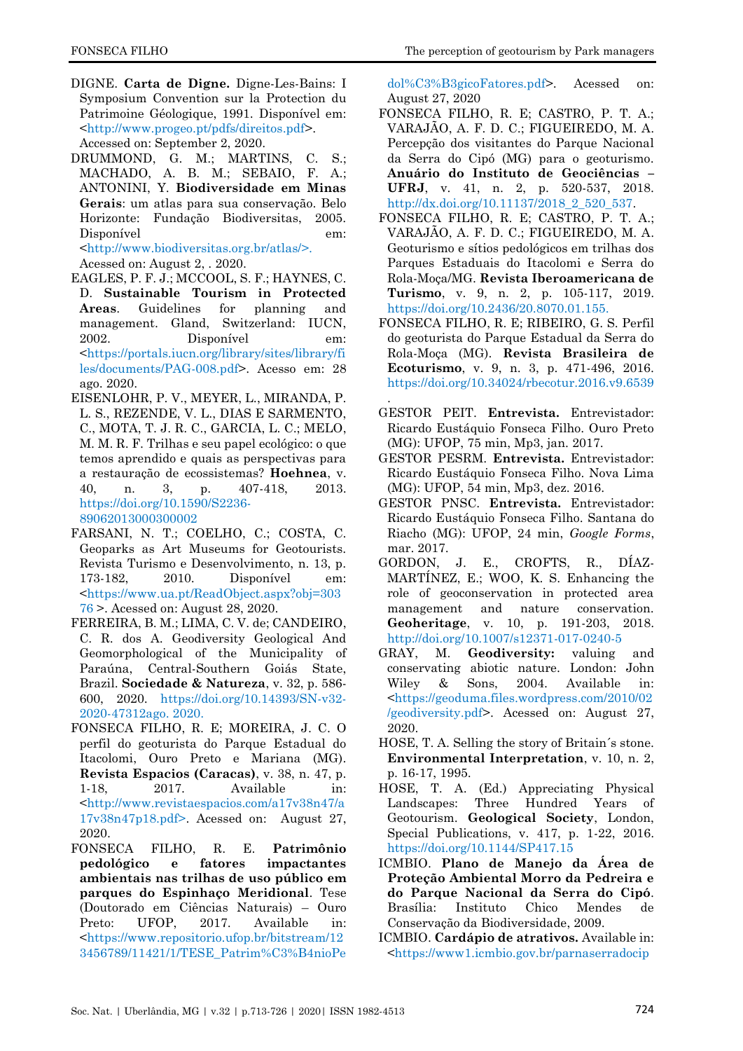DIGNE. **Carta de Digne.** Digne-Les-Bains: I Symposium Convention sur la Protection du Patrimoine Géologique, 1991. Disponível em: <http://www.progeo.pt/pdfs/direitos.pdf>. Accessed on: September 2, 2020.

DRUMMOND, G. M.; MARTINS, C. S.; MACHADO, A. B. M.; SEBAIO, F. A.; ANTONINI, Y. **Biodiversidade em Minas Gerais**: um atlas para sua conservação. Belo Horizonte: Fundação Biodiversitas, 2005. Disponível em: <http://www.biodiversitas.org.br/atlas/>. Acessed on: August 2, . 2020.

EAGLES, P. F. J.; MCCOOL, S. F.; HAYNES, C. D. **Sustainable Tourism in Protected Areas**. Guidelines for planning and management. Gland, Switzerland: IUCN, 2002. Disponível em: <https://portals.iucn.org/library/sites/library/files/documents/PAG-008.pdf>. Acesso em: 28 ago. 2020.

EISENLOHR, P. V., MEYER, L., MIRANDA, P. L. S., REZENDE, V. L., DIAS E SARMENTO, C., MOTA, T. J. R. C., GARCIA, L. C.; MELO, M. M. R. F. Trilhas e seu papel ecológico: o que temos aprendido e quais as perspectivas para a restauração de ecossistemas? **Hoehnea**, v. 40, n. 3, p. 407-418, 2013. https://doi.org/10.1590/S2236-89062013000300002

FARSANI, N. T.; COELHO, C.; COSTA, C. Geoparks as Art Museums for Geotourists. Revista Turismo e Desenvolvimento, n. 13, p. 173-182, 2010. Disponível em: <https://www.ua.pt/ReadObject.aspx?obj=30376 >. Accessed on: August 28, 2020.

FERREIRA, B. M.; LIMA, C. V. de; CANDEIRO, C. R. dos A. Geodiversity Geological And Geomorphological of the Municipality of Paraúna, Central-Southern Goiás State, Brazil. **Sociedade & Natureza**, v. 32, p. 586-600, 2020. https://doi.org/10.14393/SN-v32-2020-47312ago. 2020.

FONSECA FILHO, R. E; MOREIRA, J. C. O perfil do geoturista do Parque Estadual do Itacolomi, Ouro Preto e Mariana (MG). **Revista Espacios (Caracas)**, v. 38, n. 47, p. 1-18, 2017. Available in: <http://www.revistaespacios.com/a17v38n47/a17v38n47p18.pdf>. Accessed on: August 27, 2020.

FONSECA FILHO, R. E. **Patrimônio pedológico e fatores impactantes ambientais nas trilhas de uso público em parques do Espinhaço Meridional**. Tese (Doutorado em Ciências Naturais) – Ouro Preto: UFOP, 2017. Available in: <https://www.repositorio.ufop.br/bitstream/123456789/11421/1/TESE_Patrim%C3%B4nioPedol%C3%B3gicoFatores.pdf>. Acessed on: August 27, 2020

FONSECA FILHO, R. E; CASTRO, P. T. A.; VARAJÃO, A. F. D. C.; FIGUEIREDO, M. A. Percepção dos visitantes do Parque Nacional da Serra do Cipó (MG) para o geoturismo. **Anuário do Instituto de Geociências – UFRJ**, v. 41, n. 2, p. 520-537, 2018. http://dx.doi.org/10.11137/2018_2_520_537.

FONSECA FILHO, R. E; CASTRO, P. T. A.; VARAJÃO, A. F. D. C.; FIGUEIREDO, M. A. Geoturismo e sítios pedológicos em trilhas dos Parques Estaduais do Itacolomi e Serra do Rola-Moça/MG. **Revista Iberoamericana de Turismo**, v. 9, n. 2, p. 105-117, 2019. https://doi.org/10.2436/20.8070.01.155.

FONSECA FILHO, R. E; RIBEIRO, G. S. Perfil do geoturista do Parque Estadual da Serra do Rola-Moça (MG). **Revista Brasileira de Ecoturismo**, v. 9, n. 3, p. 471-496, 2016. https://doi.org/10.34024/rbecotur.2016.v9.6539.

GESTOR PEIT. **Entrevista.** Entrevistador: Ricardo Eustáquio Fonseca Filho. Ouro Preto (MG): UFOP, 75 min, Mp3, jan. 2017.

GESTOR PESRM. **Entrevista.** Entrevistador: Ricardo Eustáquio Fonseca Filho. Nova Lima (MG): UFOP, 54 min, Mp3, dez. 2016.

GESTOR PNSC. **Entrevista.** Entrevistador: Ricardo Eustáquio Fonseca Filho. Santana do Riacho (MG): UFOP, 24 min, *Google Forms*, mar. 2017.

GORDON, J. E., CROFTS, R., DÍAZ-MARTÍNEZ, E.; WOO, K. S. Enhancing the role of geoconservation in protected area management and nature conservation. **Geoheritage**, v. 10, p. 191-203, 2018. http://doi.org/10.1007/s12371-017-0240-5

GRAY, M. **Geodiversity:** valuing and conservating abiotic nature. London: John Wiley & Sons, 2004. Available in: <https://geoduma.files.wordpress.com/2010/02/geodiversity.pdf>. Accessed on: August 27, 2020.

HOSE, T. A. Selling the story of Britain´s stone. **Environmental Interpretation**, v. 10, n. 2, p. 16-17, 1995.

HOSE, T. A. (Ed.) Appreciating Physical Landscapes: Three Hundred Years of Geotourism. **Geological Society**, London, Special Publications, v. 417, p. 1-22, 2016. https://doi.org/10.1144/SP417.15

ICMBIO. **Plano de Manejo da Área de Proteção Ambiental Morro da Pedreira e do Parque Nacional da Serra do Cipó**. Brasília: Instituto Chico Mendes de Conservação da Biodiversidade, 2009.

ICMBIO. **Cardápio de atrativos.** Available in: <https://www1.icmbio.gov.br/parnaserradocip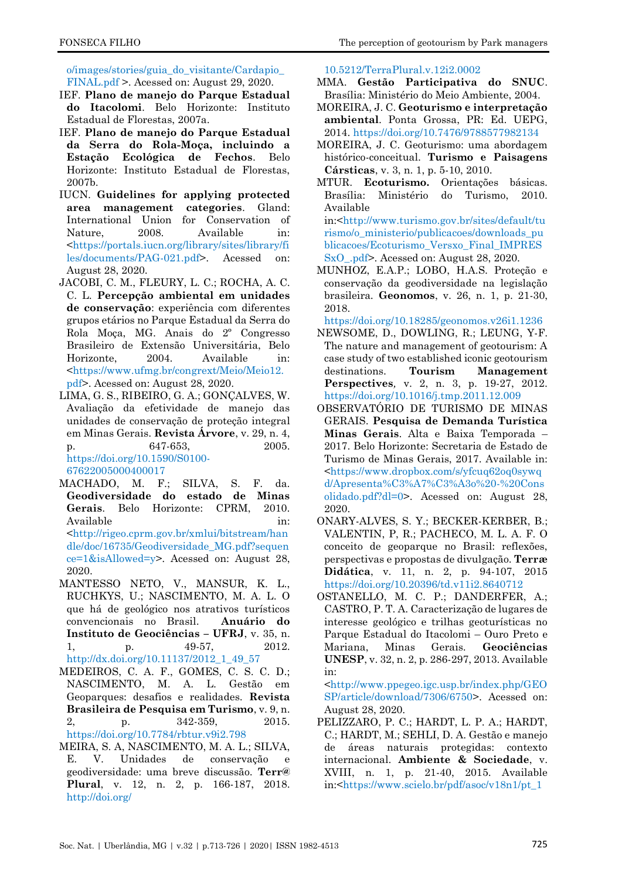o/images/stories/guia_do_visitante/Cardapio_FINAL.pdf >. Acessed on: August 29, 2020.

IEF. **Plano de manejo do Parque Estadual do Itacolomi**. Belo Horizonte: Instituto Estadual de Florestas, 2007a.

IEF. **Plano de manejo do Parque Estadual da Serra do Rola-Moça, incluindo a Estação Ecológica de Fechos**. Belo Horizonte: Instituto Estadual de Florestas, 2007b.

IUCN. **Guidelines for applying protected area management categories**. Gland: International Union for Conservation of Nature, 2008. Available in: <https://portals.iucn.org/library/sites/library/files/documents/PAG-021.pdf>. Acessed on: August 28, 2020.

JACOBI, C. M., FLEURY, L. C.; ROCHA, A. C. C. L. **Percepção ambiental em unidades de conservação**: experiência com diferentes grupos etários no Parque Estadual da Serra do Rola Moça, MG. Anais do 2º Congresso Brasileiro de Extensão Universitária, Belo Horizonte, 2004. Available in: <https://www.ufmg.br/congrext/Meio/Meio12.pdf>. Accessed on: August 28, 2020.

LIMA, G. S., RIBEIRO, G. A.; GONÇALVES, W. Avaliação da efetividade de manejo das unidades de conservação de proteção integral em Minas Gerais. **Revista Árvore**, v. 29, n. 4, p. 647-653, 2005. https://doi.org/10.1590/S0100-67622005000400017

MACHADO, M. F.; SILVA, S. F. da. **Geodiversidade do estado de Minas Gerais**. Belo Horizonte: CPRM, 2010. Available in: <http://rigeo.cprm.gov.br/xmlui/bitstream/handle/doc/16735/Geodiversidade_MG.pdf?sequence=1&isAllowed=y>. Acessed on: August 28, 2020.

MANTESSO NETO, V., MANSUR, K. L., RUCHKYS, U.; NASCIMENTO, M. A. L. O que há de geológico nos atrativos turísticos convencionais no Brasil. **Anuário do Instituto de Geociências – UFRJ**, v. 35, n. 1, p. 49-57, 2012. http://dx.doi.org/10.11137/2012_1_49_57

MEDEIROS, C. A. F., GOMES, C. S. C. D.; NASCIMENTO, M. A. L. Gestão em Geoparques: desafios e realidades. **Revista Brasileira de Pesquisa em Turismo**, v. 9, n. 2, p. 342-359, 2015. https://doi.org/10.7784/rbtur.v9i2.798

MEIRA, S. A, NASCIMENTO, M. A. L.; SILVA, E. V. Unidades de conservação e geodiversidade: uma breve discussão. **Terr@ Plural**, v. 12, n. 2, p. 166-187, 2018. http://doi.org/10.5212/TerraPlural.v.12i2.0002

MMA. **Gestão Participativa do SNUC**. Brasília: Ministério do Meio Ambiente, 2004.

MOREIRA, J. C. **Geoturismo e interpretação ambiental**. Ponta Grossa, PR: Ed. UEPG, 2014. https://doi.org/10.7476/9788577982134

MOREIRA, J. C. Geoturismo: uma abordagem histórico-conceitual. **Turismo e Paisagens Cársticas**, v. 3, n. 1, p. 5-10, 2010.

MTUR. **Ecoturismo.** Orientações básicas. Brasília: Ministério do Turismo, 2010. Available in:<http://www.turismo.gov.br/sites/default/turismo/o_ministerio/publicacoes/downloads_publicacoes/Ecoturismo_Versxo_Final_IMPRESSxO_.pdf>. Accessed on: August 28, 2020.

MUNHOZ, E.A.P.; LOBO, H.A.S. Proteção e conservação da geodiversidade na legislação brasileira. **Geonomos**, v. 26, n. 1, p. 21-30, 2018. https://doi.org/10.18285/geonomos.v26i1.1236

NEWSOME, D., DOWLING, R.; LEUNG, Y-F. The nature and management of geotourism: A case study of two established iconic geotourism destinations. **Tourism Management Perspectives**, v. 2, n. 3, p. 19-27, 2012. https://doi.org/10.1016/j.tmp.2011.12.009

OBSERVATÓRIO DE TURISMO DE MINAS GERAIS. **Pesquisa de Demanda Turística Minas Gerais**. Alta e Baixa Temporada – 2017. Belo Horizonte: Secretaria de Estado de Turismo de Minas Gerais, 2017. Available in: <https://www.dropbox.com/s/yfcuq62oq0sywqd/Apresenta%C3%A7%C3%A3o%20-%20Consolidado.pdf?dl=0>. Acessed on: August 28, 2020.

ONARY-ALVES, S. Y.; BECKER-KERBER, B.; VALENTIN, P, R.; PACHECO, M. L. A. F. O conceito de geoparque no Brasil: reflexões, perspectivas e propostas de divulgação. **Terræ Didática**, v. 11, n. 2, p. 94-107, 2015 https://doi.org/10.20396/td.v11i2.8640712

OSTANELLO, M. C. P.; DANDERFER, A.; CASTRO, P. T. A. Caracterização de lugares de interesse geológico e trilhas geoturísticas no Parque Estadual do Itacolomi – Ouro Preto e Mariana, Minas Gerais. **Geociências UNESP**, v. 32, n. 2, p. 286-297, 2013. Available in: <http://www.ppegeo.igc.usp.br/index.php/GEOSP/article/download/7306/6750>. Acessed on: August 28, 2020.

PELIZZARO, P. C.; HARDT, L. P. A.; HARDT, C.; HARDT, M.; SEHLI, D. A. Gestão e manejo de áreas naturais protegidas: contexto internacional. **Ambiente & Sociedade**, v. XVIII, n. 1, p. 21-40, 2015. Available in:<https://www.scielo.br/pdf/asoc/v18n1/pt_1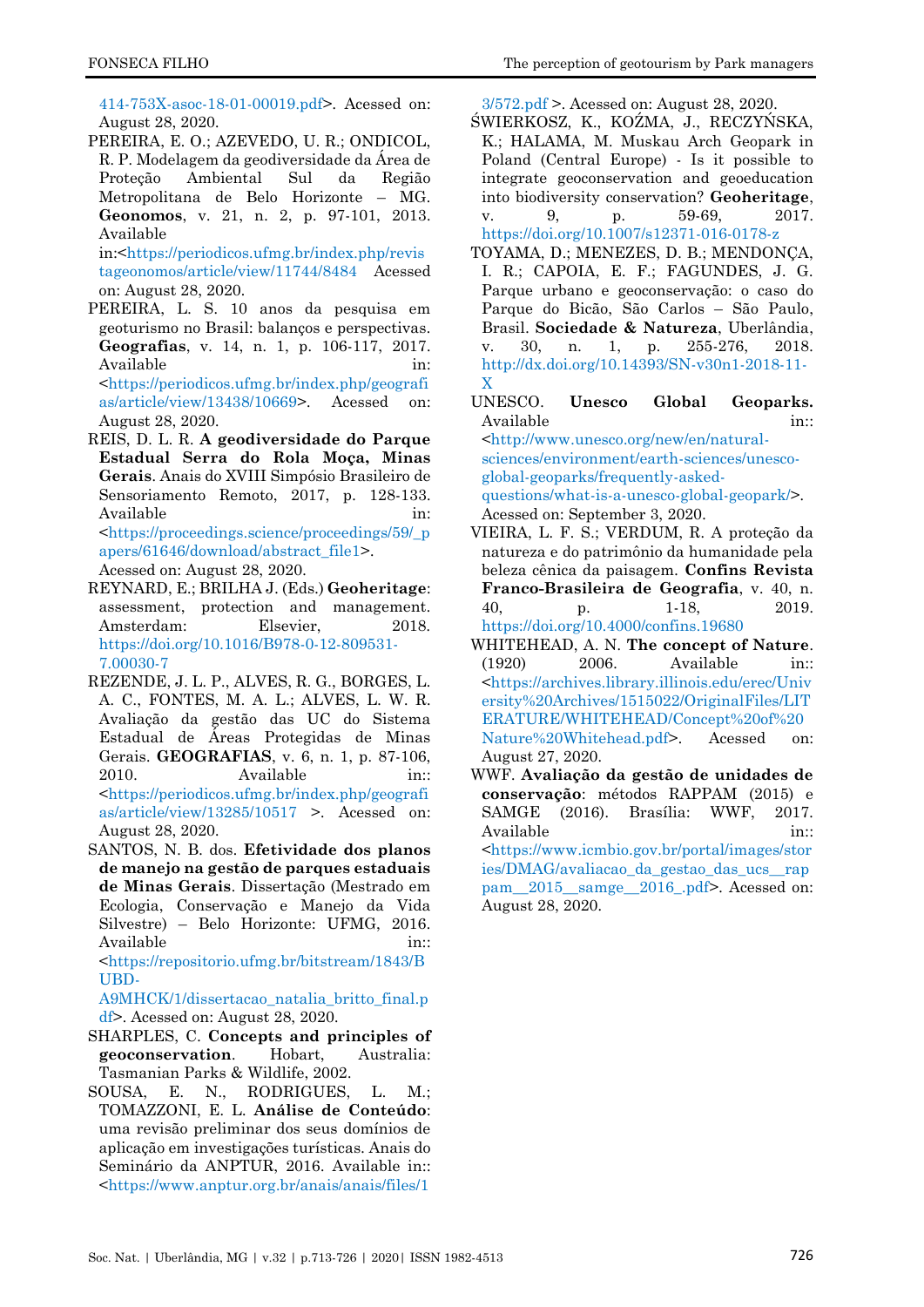414-753X-asoc-18-01-00019.pdf>. Acessed on: August 28, 2020.

PEREIRA, E. O.; AZEVEDO, U. R.; ONDICOL, R. P. Modelagem da geodiversidade da Área de Proteção Ambiental Sul da Região Metropolitana de Belo Horizonte – MG. **Geonomos**, v. 21, n. 2, p. 97-101, 2013. Available in:<https://periodicos.ufmg.br/index.php/revistageonomos/article/view/11744/8484 Acessed on: August 28, 2020.

PEREIRA, L. S. 10 anos da pesquisa em geoturismo no Brasil: balanços e perspectivas. **Geografias**, v. 14, n. 1, p. 106-117, 2017. Available in: <https://periodicos.ufmg.br/index.php/geografias/article/view/13438/10669>. Acessed on: August 28, 2020.

REIS, D. L. R. **A geodiversidade do Parque Estadual Serra do Rola Moça, Minas Gerais**. Anais do XVIII Simpósio Brasileiro de Sensoriamento Remoto, 2017, p. 128-133. Available in: <https://proceedings.science/proceedings/59/_papers/61646/download/abstract_file1>. Acessed on: August 28, 2020.

REYNARD, E.; BRILHA J. (Eds.) **Geoheritage**: assessment, protection and management. Amsterdam: Elsevier, 2018. https://doi.org/10.1016/B978-0-12-809531-7.00030-7

REZENDE, J. L. P., ALVES, R. G., BORGES, L. A. C., FONTES, M. A. L.; ALVES, L. W. R. Avaliação da gestão das UC do Sistema Estadual de Áreas Protegidas de Minas Gerais. **GEOGRAFIAS**, v. 6, n. 1, p. 87-106, 2010. Available in:: <https://periodicos.ufmg.br/index.php/geografias/article/view/13285/10517 >. Acessed on: August 28, 2020.

SANTOS, N. B. dos. **Efetividade dos planos de manejo na gestão de parques estaduais de Minas Gerais**. Dissertação (Mestrado em Ecologia, Conservação e Manejo da Vida Silvestre) – Belo Horizonte: UFMG, 2016. Available in:: <https://repositorio.ufmg.br/bitstream/1843/BUBD-A9MHCK/1/dissertacao_natalia_britto_final.pdf>. Acessed on: August 28, 2020.

SHARPLES, C. **Concepts and principles of geoconservation**. Hobart, Australia: Tasmanian Parks & Wildlife, 2002.

SOUSA, E. N., RODRIGUES, L. M.; TOMAZZONI, E. L. **Análise de Conteúdo**: uma revisão preliminar dos seus domínios de aplicação em investigações turísticas. Anais do Seminário da ANPTUR, 2016. Available in:: <https://www.anptur.org.br/anais/anais/files/13/572.pdf >. Acessed on: August 28, 2020.

ŚWIERKOSZ, K., KOŹMA, J., RECZYŃSKA, K.; HALAMA, M. Muskau Arch Geopark in Poland (Central Europe) - Is it possible to integrate geoconservation and geoeducation into biodiversity conservation? **Geoheritage**, v. 9, p. 59-69, 2017. https://doi.org/10.1007/s12371-016-0178-z

TOYAMA, D.; MENEZES, D. B.; MENDONÇA, I. R.; CAPOIA, E. F.; FAGUNDES, J. G. Parque urbano e geoconservação: o caso do Parque do Bicão, São Carlos – São Paulo, Brasil. **Sociedade & Natureza**, Uberlândia, v. 30, n. 1, p. 255-276, 2018. http://dx.doi.org/10.14393/SN-v30n1-2018-11-X

UNESCO. **Unesco Global Geoparks.** Available in:: <http://www.unesco.org/new/en/natural-sciences/environment/earth-sciences/unesco-global-geoparks/frequently-asked-questions/what-is-a-unesco-global-geopark/>. Acessed on: September 3, 2020.

VIEIRA, L. F. S.; VERDUM, R. A proteção da natureza e do patrimônio da humanidade pela beleza cênica da paisagem. **Confins Revista Franco-Brasileira de Geografia**, v. 40, n. 40, p. 1-18, 2019. https://doi.org/10.4000/confins.19680

WHITEHEAD, A. N. **The concept of Nature**. (1920) 2006. Available in:: <https://archives.library.illinois.edu/erec/University%20Archives/1515022/OriginalFiles/LITERATURE/WHITEHEAD/Concept%20of%20Nature%20Whitehead.pdf>. Acessed on: August 27, 2020.

WWF. **Avaliação da gestão de unidades de conservação**: métodos RAPPAM (2015) e SAMGE (2016). Brasília: WWF, 2017. Available in:: <https://www.icmbio.gov.br/portal/images/stories/DMAG/avaliacao_da_gestao_das_ucs__rappam__2015__samge__2016_.pdf>. Acessed on: August 28, 2020.